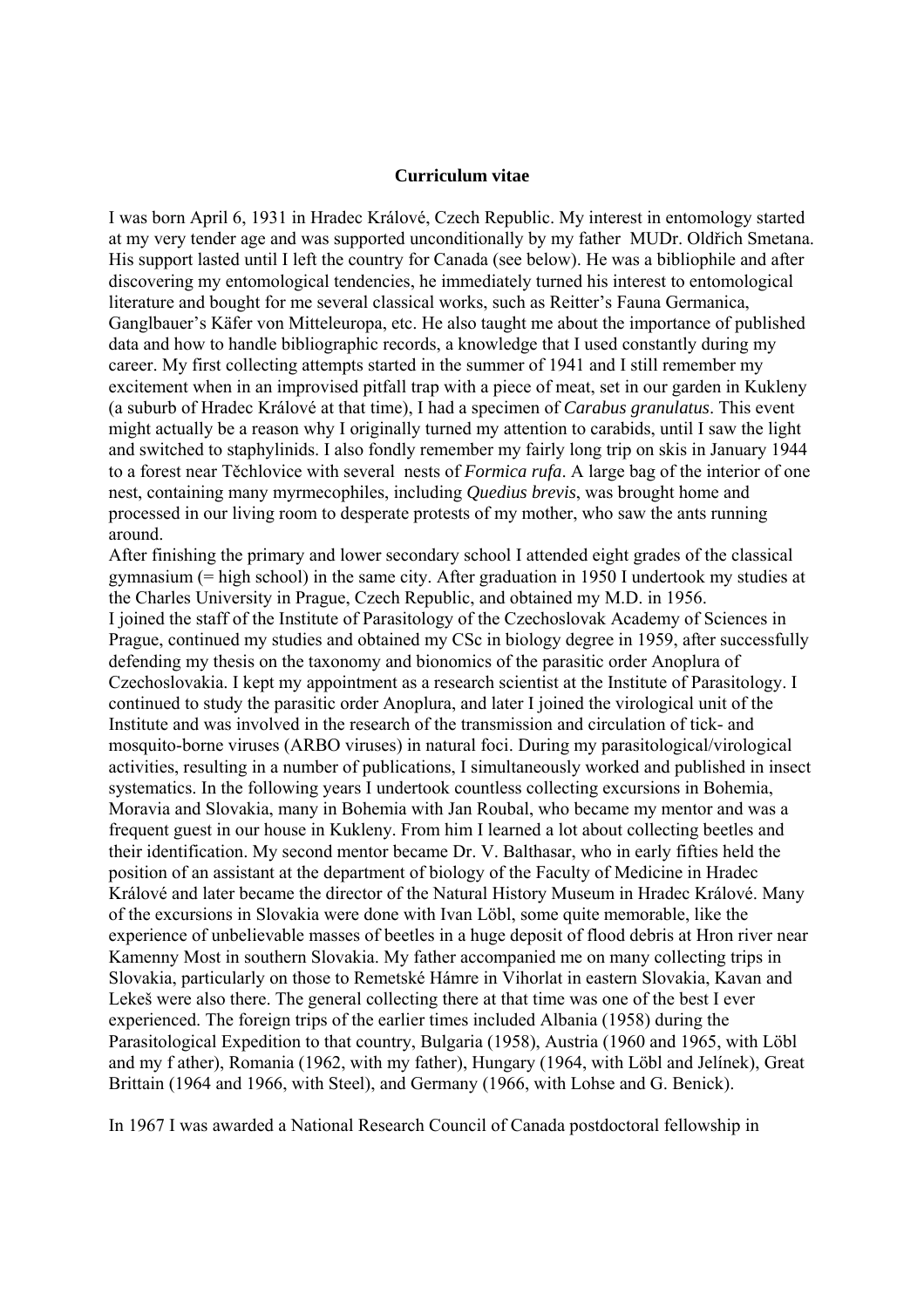**Curriculum vitae**

I was born April 6, 1931 in Hradec Králové, Czech Republic. My interest in entomology started at my very tender age and was supported unconditionally by my father MUDr. Oldřich Smetana. His support lasted until I left the country for Canada (see below). He was a bibliophile and after discovering my entomological tendencies, he immediately turned his interest to entomological literature and bought for me several classical works, such as Reitter's Fauna Germanica, Ganglbauer's Käfer von Mitteleuropa, etc. He also taught me about the importance of published data and how to handle bibliographic records, a knowledge that I used constantly during my career. My first collecting attempts started in the summer of 1941 and I still remember my excitement when in an improvised pitfall trap with a piece of meat, set in our garden in Kukleny (a suburb of Hradec Králové at that time), I had a specimen of *Carabus granulatus*. This event might actually be a reason why I originally turned my attention to carabids, until I saw the light and switched to staphylinids. I also fondly remember my fairly long trip on skis in January 1944 to a forest near Těchlovice with several nests of *Formica rufa*. A large bag of the interior of one nest, containing many myrmecophiles, including *Quedius brevis*, was brought home and processed in our living room to desperate protests of my mother, who saw the ants running around.

After finishing the primary and lower secondary school I attended eight grades of the classical gymnasium (= high school) in the same city. After graduation in 1950 I undertook my studies at the Charles University in Prague, Czech Republic, and obtained my M.D. in 1956.

I joined the staff of the Institute of Parasitology of the Czechoslovak Academy of Sciences in Prague, continued my studies and obtained my CSc in biology degree in 1959, after successfully defending my thesis on the taxonomy and bionomics of the parasitic order Anoplura of Czechoslovakia. I kept my appointment as a research scientist at the Institute of Parasitology. I continued to study the parasitic order Anoplura, and later I joined the virological unit of the Institute and was involved in the research of the transmission and circulation of tick- and mosquito-borne viruses (ARBO viruses) in natural foci. During my parasitological/virological activities, resulting in a number of publications, I simultaneously worked and published in insect systematics. In the following years I undertook countless collecting excursions in Bohemia, Moravia and Slovakia, many in Bohemia with Jan Roubal, who became my mentor and was a frequent guest in our house in Kukleny. From him I learned a lot about collecting beetles and their identification. My second mentor became Dr. V. Balthasar, who in early fifties held the position of an assistant at the department of biology of the Faculty of Medicine in Hradec Králové and later became the director of the Natural History Museum in Hradec Králové. Many of the excursions in Slovakia were done with Ivan Löbl, some quite memorable, like the experience of unbelievable masses of beetles in a huge deposit of flood debris at Hron river near Kamenny Most in southern Slovakia. My father accompanied me on many collecting trips in Slovakia, particularly on those to Remetské Hámre in Vihorlat in eastern Slovakia, Kavan and Lekeš were also there. The general collecting there at that time was one of the best I ever experienced. The foreign trips of the earlier times included Albania (1958) during the Parasitological Expedition to that country, Bulgaria (1958), Austria (1960 and 1965, with Löbl and my f ather), Romania (1962, with my father), Hungary (1964, with Löbl and Jelínek), Great Brittain (1964 and 1966, with Steel), and Germany (1966, with Lohse and G. Benick).

In 1967 I was awarded a National Research Council of Canada postdoctoral fellowship in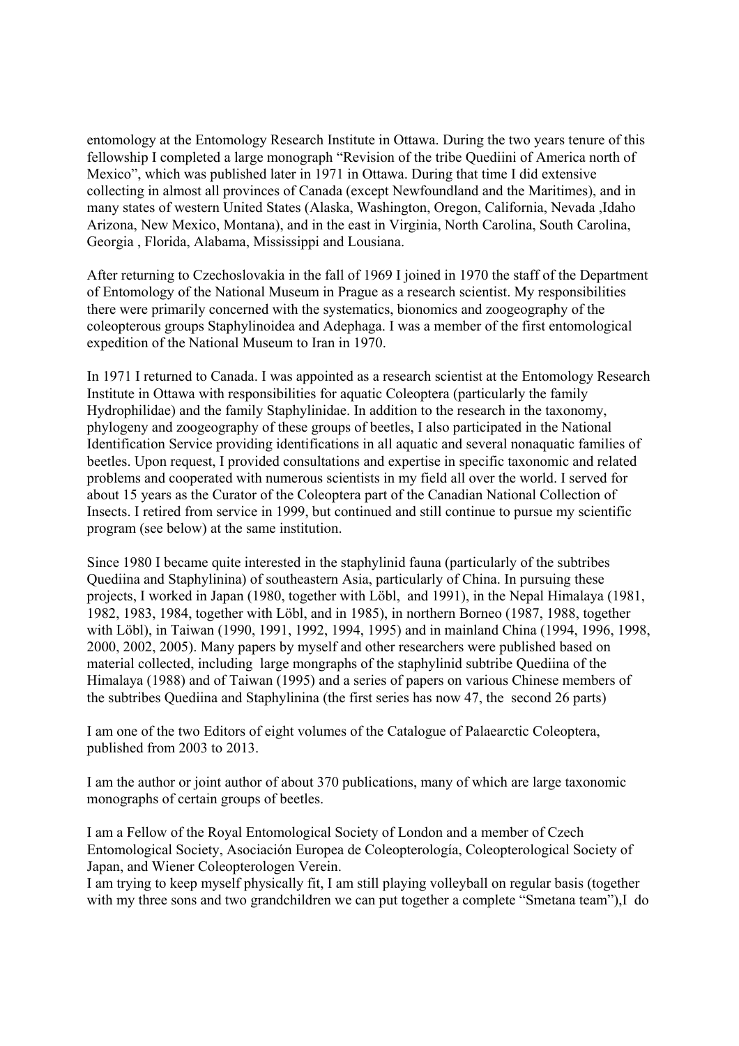entomology at the Entomology Research Institute in Ottawa. During the two years tenure of this fellowship I completed a large monograph “Revision of the tribe Quediini of America north of Mexico”, which was published later in 1971 in Ottawa. During that time I did extensive collecting in almost all provinces of Canada (except Newfoundland and the Maritimes), and in many states of western United States (Alaska, Washington, Oregon, California, Nevada ,Idaho Arizona, New Mexico, Montana), and in the east in Virginia, North Carolina, South Carolina, Georgia , Florida, Alabama, Mississippi and Lousiana.

After returning to Czechoslovakia in the fall of 1969 I joined in 1970 the staff of the Department of Entomology of the National Museum in Prague as a research scientist. My responsibilities there were primarily concerned with the systematics, bionomics and zoogeography of the coleopterous groups Staphylinoidea and Adephaga. I was a member of the first entomological expedition of the National Museum to Iran in 1970.

In 1971 I returned to Canada. I was appointed as a research scientist at the Entomology Research Institute in Ottawa with responsibilities for aquatic Coleoptera (particularly the family Hydrophilidae) and the family Staphylinidae. In addition to the research in the taxonomy, phylogeny and zoogeography of these groups of beetles, I also participated in the National Identification Service providing identifications in all aquatic and several nonaquatic families of beetles. Upon request, I provided consultations and expertise in specific taxonomic and related problems and cooperated with numerous scientists in my field all over the world. I served for about 15 years as the Curator of the Coleoptera part of the Canadian National Collection of Insects. I retired from service in 1999, but continued and still continue to pursue my scientific program (see below) at the same institution.

Since 1980 I became quite interested in the staphylinid fauna (particularly of the subtribes Quediina and Staphylinina) of southeastern Asia, particularly of China. In pursuing these projects, I worked in Japan (1980, together with Löbl, and 1991), in the Nepal Himalaya (1981, 1982, 1983, 1984, together with Löbl, and in 1985), in northern Borneo (1987, 1988, together with Löbl), in Taiwan (1990, 1991, 1992, 1994, 1995) and in mainland China (1994, 1996, 1998, 2000, 2002, 2005). Many papers by myself and other researchers were published based on material collected, including large mongraphs of the staphylinid subtribe Quediina of the Himalaya (1988) and of Taiwan (1995) and a series of papers on various Chinese members of the subtribes Quediina and Staphylinina (the first series has now 47, the second 26 parts)

I am one of the two Editors of eight volumes of the Catalogue of Palaearctic Coleoptera, published from 2003 to 2013.

I am the author or joint author of about 370 publications, many of which are large taxonomic monographs of certain groups of beetles.

I am a Fellow of the Royal Entomological Society of London and a member of Czech Entomological Society, Asociación Europea de Coleopterología, Coleopterological Society of Japan, and Wiener Coleopterologen Verein.
I am trying to keep myself physically fit, I am still playing volleyball on regular basis (together with my three sons and two grandchildren we can put together a complete “Smetana team”),I do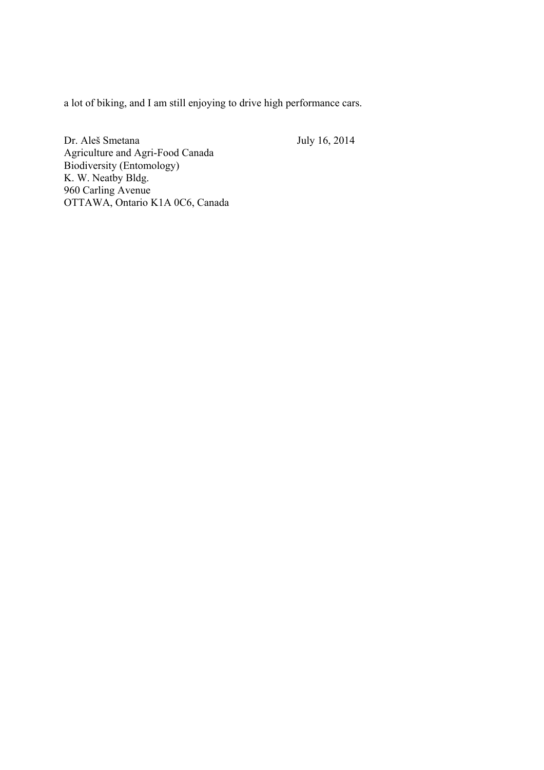a lot of biking, and I am still enjoying to drive high performance cars.

Dr. Aleš Smetana  
Agriculture and Agri-Food Canada  
Biodiversity (Entomology)  
K. W. Neatby Bldg.  
960 Carling Avenue  
OTTAWA, Ontario K1A 0C6, Canada

July 16, 2014